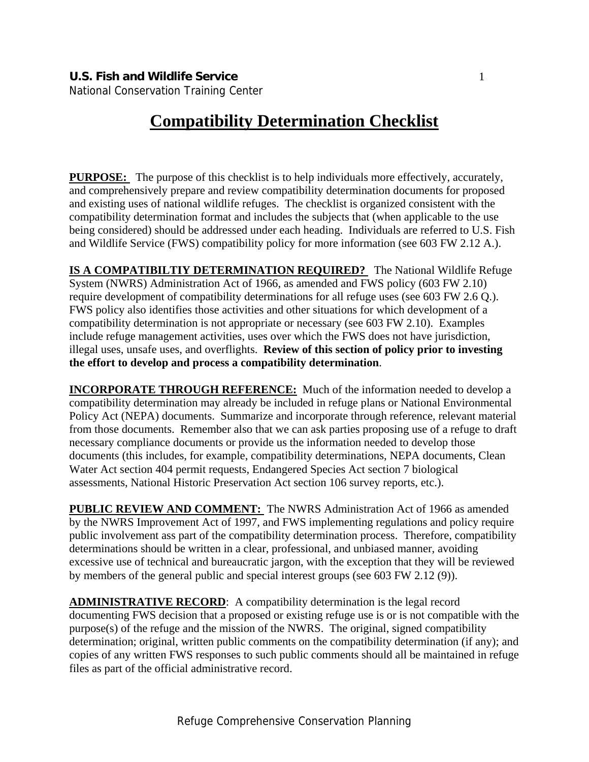**U.S. Fish and Wildlife Service**
National Conservation Training Center

# Compatibility Determination Checklist

**PURPOSE:** The purpose of this checklist is to help individuals more effectively, accurately, and comprehensively prepare and review compatibility determination documents for proposed and existing uses of national wildlife refuges. The checklist is organized consistent with the compatibility determination format and includes the subjects that (when applicable to the use being considered) should be addressed under each heading. Individuals are referred to U.S. Fish and Wildlife Service (FWS) compatibility policy for more information (see 603 FW 2.12 A.).

**IS A COMPATIBILTIY DETERMINATION REQUIRED?** The National Wildlife Refuge System (NWRS) Administration Act of 1966, as amended and FWS policy (603 FW 2.10) require development of compatibility determinations for all refuge uses (see 603 FW 2.6 Q.). FWS policy also identifies those activities and other situations for which development of a compatibility determination is not appropriate or necessary (see 603 FW 2.10). Examples include refuge management activities, uses over which the FWS does not have jurisdiction, illegal uses, unsafe uses, and overflights. **Review of this section of policy prior to investing the effort to develop and process a compatibility determination**.

**INCORPORATE THROUGH REFERENCE:** Much of the information needed to develop a compatibility determination may already be included in refuge plans or National Environmental Policy Act (NEPA) documents. Summarize and incorporate through reference, relevant material from those documents. Remember also that we can ask parties proposing use of a refuge to draft necessary compliance documents or provide us the information needed to develop those documents (this includes, for example, compatibility determinations, NEPA documents, Clean Water Act section 404 permit requests, Endangered Species Act section 7 biological assessments, National Historic Preservation Act section 106 survey reports, etc.).

**PUBLIC REVIEW AND COMMENT:** The NWRS Administration Act of 1966 as amended by the NWRS Improvement Act of 1997, and FWS implementing regulations and policy require public involvement ass part of the compatibility determination process. Therefore, compatibility determinations should be written in a clear, professional, and unbiased manner, avoiding excessive use of technical and bureaucratic jargon, with the exception that they will be reviewed by members of the general public and special interest groups (see 603 FW 2.12 (9)).

**ADMINISTRATIVE RECORD**: A compatibility determination is the legal record documenting FWS decision that a proposed or existing refuge use is or is not compatible with the purpose(s) of the refuge and the mission of the NWRS. The original, signed compatibility determination; original, written public comments on the compatibility determination (if any); and copies of any written FWS responses to such public comments should all be maintained in refuge files as part of the official administrative record.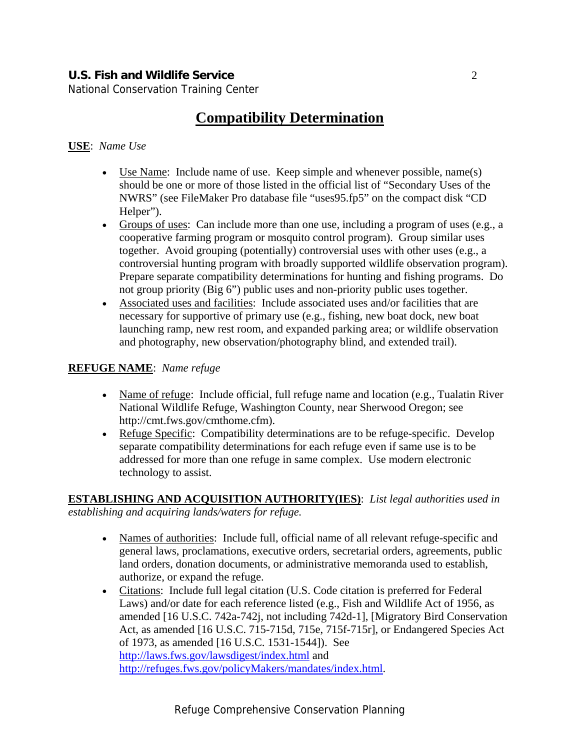# Compatibility Determination

**USE**: *Name Use*

- Use Name: Include name of use. Keep simple and whenever possible, name(s) should be one or more of those listed in the official list of "Secondary Uses of the NWRS" (see FileMaker Pro database file "uses95.fp5" on the compact disk "CD Helper").
- Groups of uses: Can include more than one use, including a program of uses (e.g., a cooperative farming program or mosquito control program). Group similar uses together. Avoid grouping (potentially) controversial uses with other uses (e.g., a controversial hunting program with broadly supported wildlife observation program). Prepare separate compatibility determinations for hunting and fishing programs. Do not group priority (Big 6") public uses and non-priority public uses together.
- Associated uses and facilities: Include associated uses and/or facilities that are necessary for supportive of primary use (e.g., fishing, new boat dock, new boat launching ramp, new rest room, and expanded parking area; or wildlife observation and photography, new observation/photography blind, and extended trail).

**REFUGE NAME**: *Name refuge*

- Name of refuge: Include official, full refuge name and location (e.g., Tualatin River National Wildlife Refuge, Washington County, near Sherwood Oregon; see http://cmt.fws.gov/cmthome.cfm).
- Refuge Specific: Compatibility determinations are to be refuge-specific. Develop separate compatibility determinations for each refuge even if same use is to be addressed for more than one refuge in same complex. Use modern electronic technology to assist.

**ESTABLISHING AND ACQUISITION AUTHORITY(IES)**: *List legal authorities used in establishing and acquiring lands/waters for refuge.*

- Names of authorities: Include full, official name of all relevant refuge-specific and general laws, proclamations, executive orders, secretarial orders, agreements, public land orders, donation documents, or administrative memoranda used to establish, authorize, or expand the refuge.
- Citations: Include full legal citation (U.S. Code citation is preferred for Federal Laws) and/or date for each reference listed (e.g., Fish and Wildlife Act of 1956, as amended [16 U.S.C. 742a-742j, not including 742d-1], [Migratory Bird Conservation Act, as amended [16 U.S.C. 715-715d, 715e, 715f-715r], or Endangered Species Act of 1973, as amended [16 U.S.C. 1531-1544]). See http://laws.fws.gov/lawsdigest/index.html and http://refuges.fws.gov/policyMakers/mandates/index.html.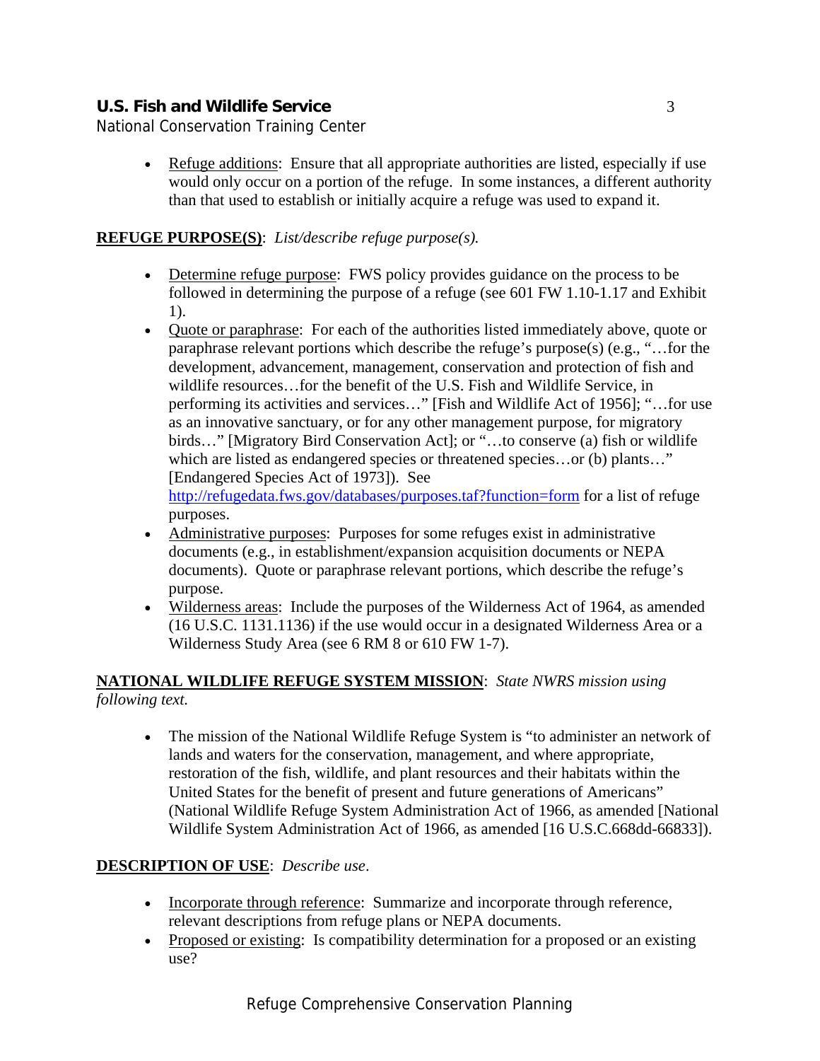- Refuge additions: Ensure that all appropriate authorities are listed, especially if use would only occur on a portion of the refuge. In some instances, a different authority than that used to establish or initially acquire a refuge was used to expand it.

**REFUGE PURPOSE(S)**: *List/describe refuge purpose(s).*

- Determine refuge purpose: FWS policy provides guidance on the process to be followed in determining the purpose of a refuge (see 601 FW 1.10-1.17 and Exhibit 1).
- Quote or paraphrase: For each of the authorities listed immediately above, quote or paraphrase relevant portions which describe the refuge's purpose(s) (e.g., "…for the development, advancement, management, conservation and protection of fish and wildlife resources…for the benefit of the U.S. Fish and Wildlife Service, in performing its activities and services…" [Fish and Wildlife Act of 1956]; "…for use as an innovative sanctuary, or for any other management purpose, for migratory birds…" [Migratory Bird Conservation Act]; or "…to conserve (a) fish or wildlife which are listed as endangered species or threatened species…or (b) plants…" [Endangered Species Act of 1973]). See http://refugedata.fws.gov/databases/purposes.taf?function=form for a list of refuge purposes.
- Administrative purposes: Purposes for some refuges exist in administrative documents (e.g., in establishment/expansion acquisition documents or NEPA documents). Quote or paraphrase relevant portions, which describe the refuge's purpose.
- Wilderness areas: Include the purposes of the Wilderness Act of 1964, as amended (16 U.S.C. 1131.1136) if the use would occur in a designated Wilderness Area or a Wilderness Study Area (see 6 RM 8 or 610 FW 1-7).

**NATIONAL WILDLIFE REFUGE SYSTEM MISSION**: *State NWRS mission using following text.*

- The mission of the National Wildlife Refuge System is "to administer an network of lands and waters for the conservation, management, and where appropriate, restoration of the fish, wildlife, and plant resources and their habitats within the United States for the benefit of present and future generations of Americans" (National Wildlife Refuge System Administration Act of 1966, as amended [National Wildlife System Administration Act of 1966, as amended [16 U.S.C.668dd-66833]).

**DESCRIPTION OF USE**: *Describe use*.

- Incorporate through reference: Summarize and incorporate through reference, relevant descriptions from refuge plans or NEPA documents.
- Proposed or existing: Is compatibility determination for a proposed or an existing use?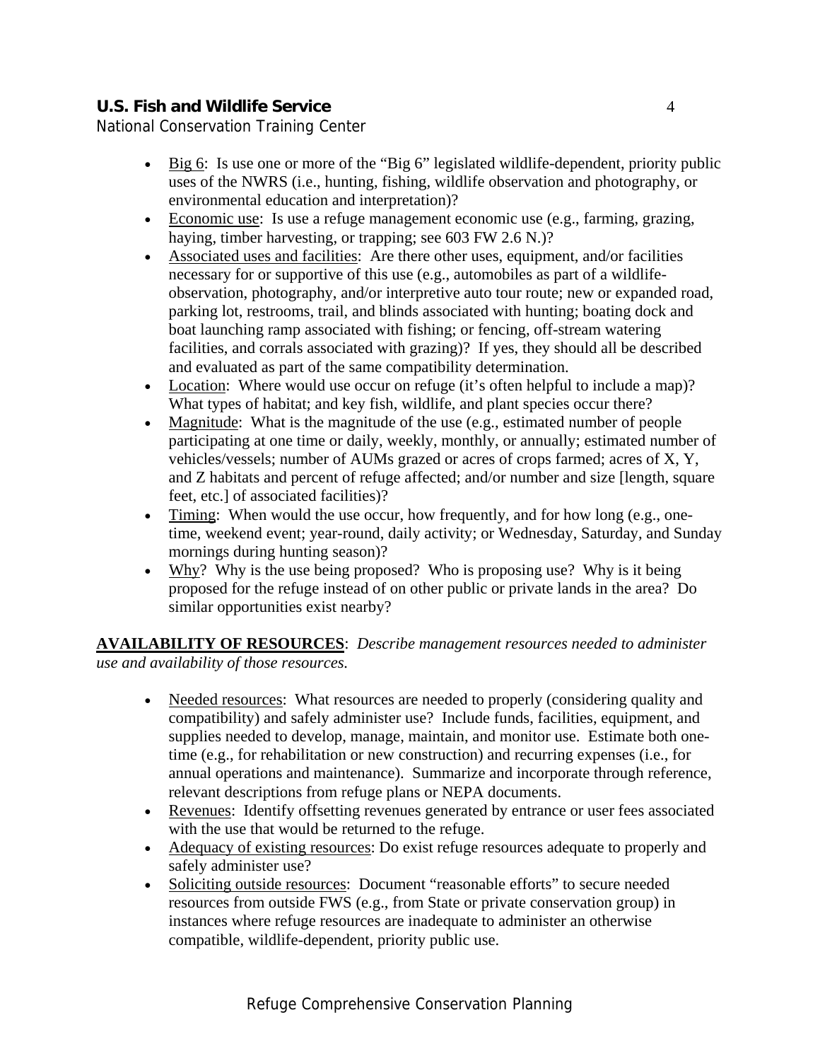- Big 6: Is use one or more of the "Big 6" legislated wildlife-dependent, priority public uses of the NWRS (i.e., hunting, fishing, wildlife observation and photography, or environmental education and interpretation)?
- Economic use: Is use a refuge management economic use (e.g., farming, grazing, haying, timber harvesting, or trapping; see 603 FW 2.6 N.)?
- Associated uses and facilities: Are there other uses, equipment, and/or facilities necessary for or supportive of this use (e.g., automobiles as part of a wildlife-observation, photography, and/or interpretive auto tour route; new or expanded road, parking lot, restrooms, trail, and blinds associated with hunting; boating dock and boat launching ramp associated with fishing; or fencing, off-stream watering facilities, and corrals associated with grazing)? If yes, they should all be described and evaluated as part of the same compatibility determination.
- Location: Where would use occur on refuge (it's often helpful to include a map)? What types of habitat; and key fish, wildlife, and plant species occur there?
- Magnitude: What is the magnitude of the use (e.g., estimated number of people participating at one time or daily, weekly, monthly, or annually; estimated number of vehicles/vessels; number of AUMs grazed or acres of crops farmed; acres of X, Y, and Z habitats and percent of refuge affected; and/or number and size [length, square feet, etc.] of associated facilities)?
- Timing: When would the use occur, how frequently, and for how long (e.g., one-time, weekend event; year-round, daily activity; or Wednesday, Saturday, and Sunday mornings during hunting season)?
- Why? Why is the use being proposed? Who is proposing use? Why is it being proposed for the refuge instead of on other public or private lands in the area? Do similar opportunities exist nearby?

**AVAILABILITY OF RESOURCES**: *Describe management resources needed to administer use and availability of those resources.*

- Needed resources: What resources are needed to properly (considering quality and compatibility) and safely administer use? Include funds, facilities, equipment, and supplies needed to develop, manage, maintain, and monitor use. Estimate both one-time (e.g., for rehabilitation or new construction) and recurring expenses (i.e., for annual operations and maintenance). Summarize and incorporate through reference, relevant descriptions from refuge plans or NEPA documents.
- Revenues: Identify offsetting revenues generated by entrance or user fees associated with the use that would be returned to the refuge.
- Adequacy of existing resources: Do exist refuge resources adequate to properly and safely administer use?
- Soliciting outside resources: Document "reasonable efforts" to secure needed resources from outside FWS (e.g., from State or private conservation group) in instances where refuge resources are inadequate to administer an otherwise compatible, wildlife-dependent, priority public use.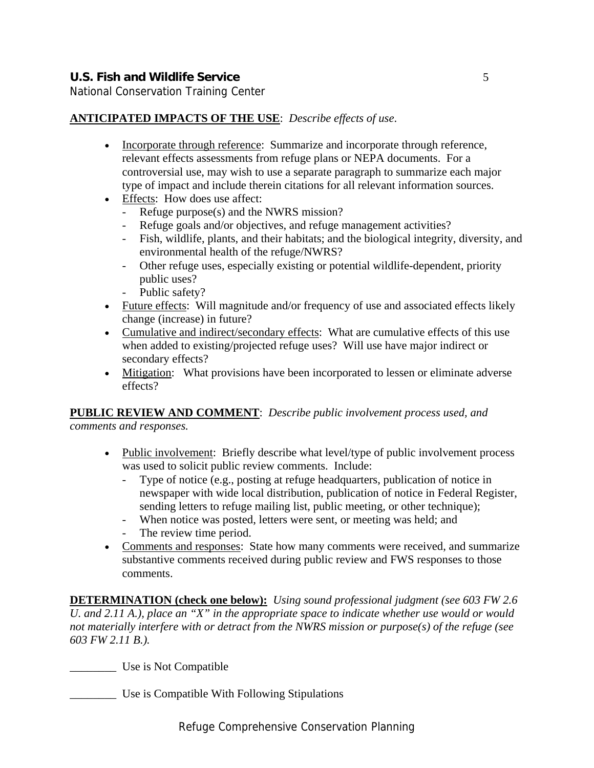**ANTICIPATED IMPACTS OF THE USE**: *Describe effects of use.*

- Incorporate through reference: Summarize and incorporate through reference, relevant effects assessments from refuge plans or NEPA documents. For a controversial use, may wish to use a separate paragraph to summarize each major type of impact and include therein citations for all relevant information sources.
- Effects: How does use affect:
  - Refuge purpose(s) and the NWRS mission?
  - Refuge goals and/or objectives, and refuge management activities?
  - Fish, wildlife, plants, and their habitats; and the biological integrity, diversity, and environmental health of the refuge/NWRS?
  - Other refuge uses, especially existing or potential wildlife-dependent, priority public uses?
  - Public safety?
- Future effects: Will magnitude and/or frequency of use and associated effects likely change (increase) in future?
- Cumulative and indirect/secondary effects: What are cumulative effects of this use when added to existing/projected refuge uses? Will use have major indirect or secondary effects?
- Mitigation: What provisions have been incorporated to lessen or eliminate adverse effects?

**PUBLIC REVIEW AND COMMENT**: *Describe public involvement process used, and comments and responses.*

- Public involvement: Briefly describe what level/type of public involvement process was used to solicit public review comments. Include:
  - Type of notice (e.g., posting at refuge headquarters, publication of notice in newspaper with wide local distribution, publication of notice in Federal Register, sending letters to refuge mailing list, public meeting, or other technique);
  - When notice was posted, letters were sent, or meeting was held; and
  - The review time period.
- Comments and responses: State how many comments were received, and summarize substantive comments received during public review and FWS responses to those comments.

**DETERMINATION (check one below):** *Using sound professional judgment (see 603 FW 2.6 U. and 2.11 A.), place an "X" in the appropriate space to indicate whether use would or would not materially interfere with or detract from the NWRS mission or purpose(s) of the refuge (see 603 FW 2.11 B.).*

________ Use is Not Compatible

________ Use is Compatible With Following Stipulations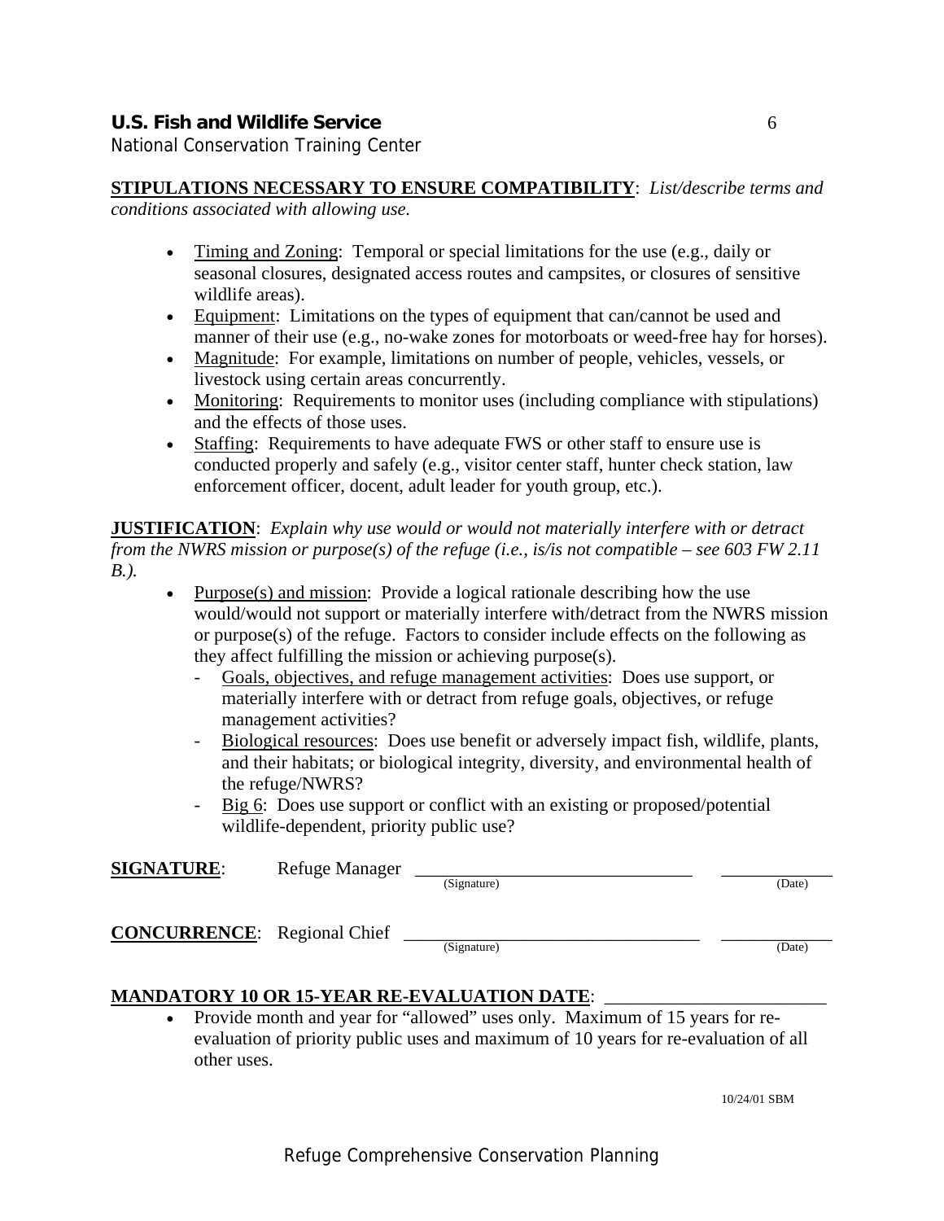**STIPULATIONS NECESSARY TO ENSURE COMPATIBILITY**: *List/describe terms and conditions associated with allowing use.*

- Timing and Zoning: Temporal or special limitations for the use (e.g., daily or seasonal closures, designated access routes and campsites, or closures of sensitive wildlife areas).
- Equipment: Limitations on the types of equipment that can/cannot be used and manner of their use (e.g., no-wake zones for motorboats or weed-free hay for horses).
- Magnitude: For example, limitations on number of people, vehicles, vessels, or livestock using certain areas concurrently.
- Monitoring: Requirements to monitor uses (including compliance with stipulations) and the effects of those uses.
- Staffing: Requirements to have adequate FWS or other staff to ensure use is conducted properly and safely (e.g., visitor center staff, hunter check station, law enforcement officer, docent, adult leader for youth group, etc.).

**JUSTIFICATION**: *Explain why use would or would not materially interfere with or detract from the NWRS mission or purpose(s) of the refuge (i.e., is/is not compatible – see 603 FW 2.11 B.).*

- Purpose(s) and mission: Provide a logical rationale describing how the use would/would not support or materially interfere with/detract from the NWRS mission or purpose(s) of the refuge. Factors to consider include effects on the following as they affect fulfilling the mission or achieving purpose(s).
  - Goals, objectives, and refuge management activities: Does use support, or materially interfere with or detract from refuge goals, objectives, or refuge management activities?
  - Biological resources: Does use benefit or adversely impact fish, wildlife, plants, and their habitats; or biological integrity, diversity, and environmental health of the refuge/NWRS?
  - Big 6: Does use support or conflict with an existing or proposed/potential wildlife-dependent, priority public use?

**SIGNATURE**: Refuge Manager ______________________________ (Signature) ____________ (Date)

**CONCURRENCE**: Regional Chief ______________________________ (Signature) ____________ (Date)

**MANDATORY 10 OR 15-YEAR RE-EVALUATION DATE**: ________________________

- Provide month and year for "allowed" uses only. Maximum of 15 years for re-evaluation of priority public uses and maximum of 10 years for re-evaluation of all other uses.

10/24/01 SBM